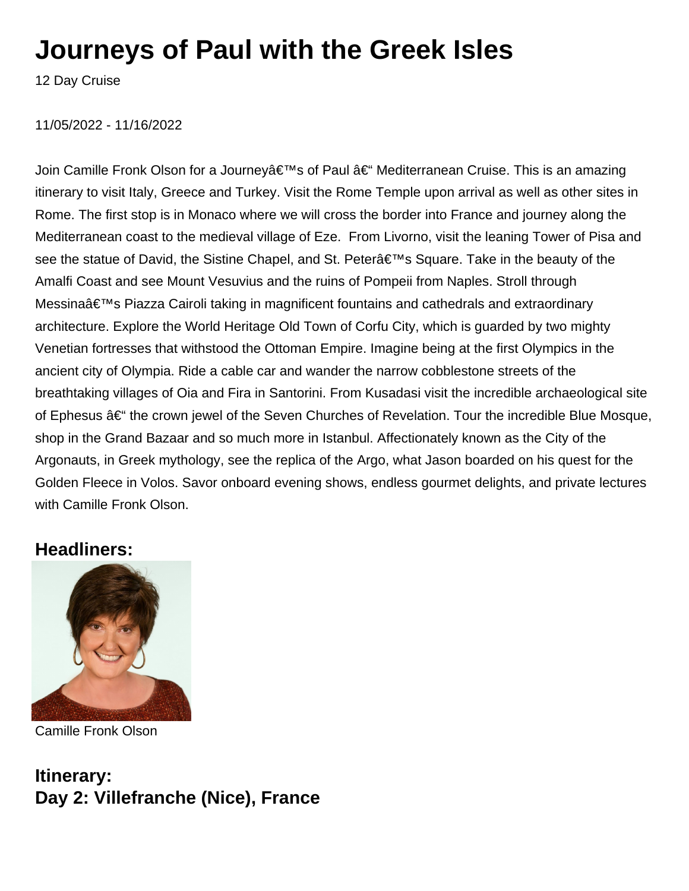# Journeys of Paul with the Greek Isles

12 Day Cruise

11/05/2022 - 11/16/2022

Join Camille Fronk Olson for a Journeyâ€™s of Paul â€“ Mediterranean Cruise. This is an amazing itinerary to visit Italy, Greece and Turkey. Visit the Rome Temple upon arrival as well as other sites in Rome. The first stop is in Monaco where we will cross the border into France and journey along the Mediterranean coast to the medieval village of Eze. From Livorno, visit the leaning Tower of Pisa and see the statue of David, the Sistine Chapel, and St. Peterâ€™s Square. Take in the beauty of the Amalfi Coast and see Mount Vesuvius and the ruins of Pompeii from Naples. Stroll through Messinaâ€™s Piazza Cairoli taking in magnificent fountains and cathedrals and extraordinary architecture. Explore the World Heritage Old Town of Corfu City, which is guarded by two mighty Venetian fortresses that withstood the Ottoman Empire. Imagine being at the first Olympics in the ancient city of Olympia. Ride a cable car and wander the narrow cobblestone streets of the breathtaking villages of Oia and Fira in Santorini. From Kusadasi visit the incredible archaeological site of Ephesus â€“ the crown jewel of the Seven Churches of Revelation. Tour the incredible Blue Mosque, shop in the Grand Bazaar and so much more in Istanbul. Affectionately known as the City of the Argonauts, in Greek mythology, see the replica of the Argo, what Jason boarded on his quest for the Golden Fleece in Volos. Savor onboard evening shows, endless gourmet delights, and private lectures with Camille Fronk Olson.

## Headliners:

Camille Fronk Olson

## Itinerary:

## Day 2: Villefranche (Nice), France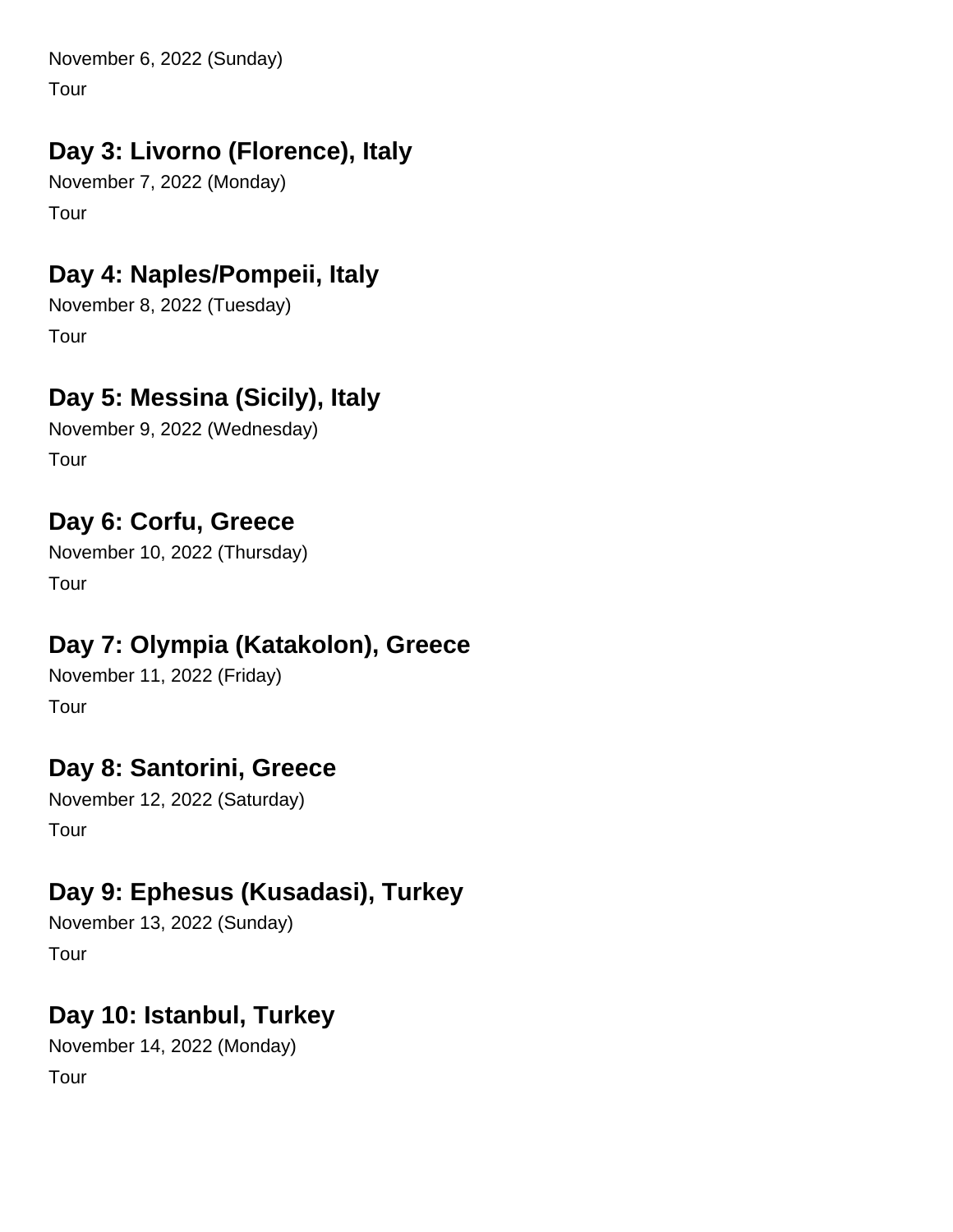November 6, 2022 (Sunday)

Tour

## Day 3: Livorno (Florence), Italy

November 7, 2022 (Monday)

Tour

## Day 4: Naples/Pompeii, Italy

November 8, 2022 (Tuesday)

Tour

## Day 5: Messina (Sicily), Italy

November 9, 2022 (Wednesday)

Tour

## Day 6: Corfu, Greece

November 10, 2022 (Thursday)

Tour

## Day 7: Olympia (Katakolon), Greece

November 11, 2022 (Friday)

Tour

## Day 8: Santorini, Greece

November 12, 2022 (Saturday)

Tour

## Day 9: Ephesus (Kusadasi), Turkey

November 13, 2022 (Sunday)

Tour

## Day 10: Istanbul, Turkey

November 14, 2022 (Monday)

Tour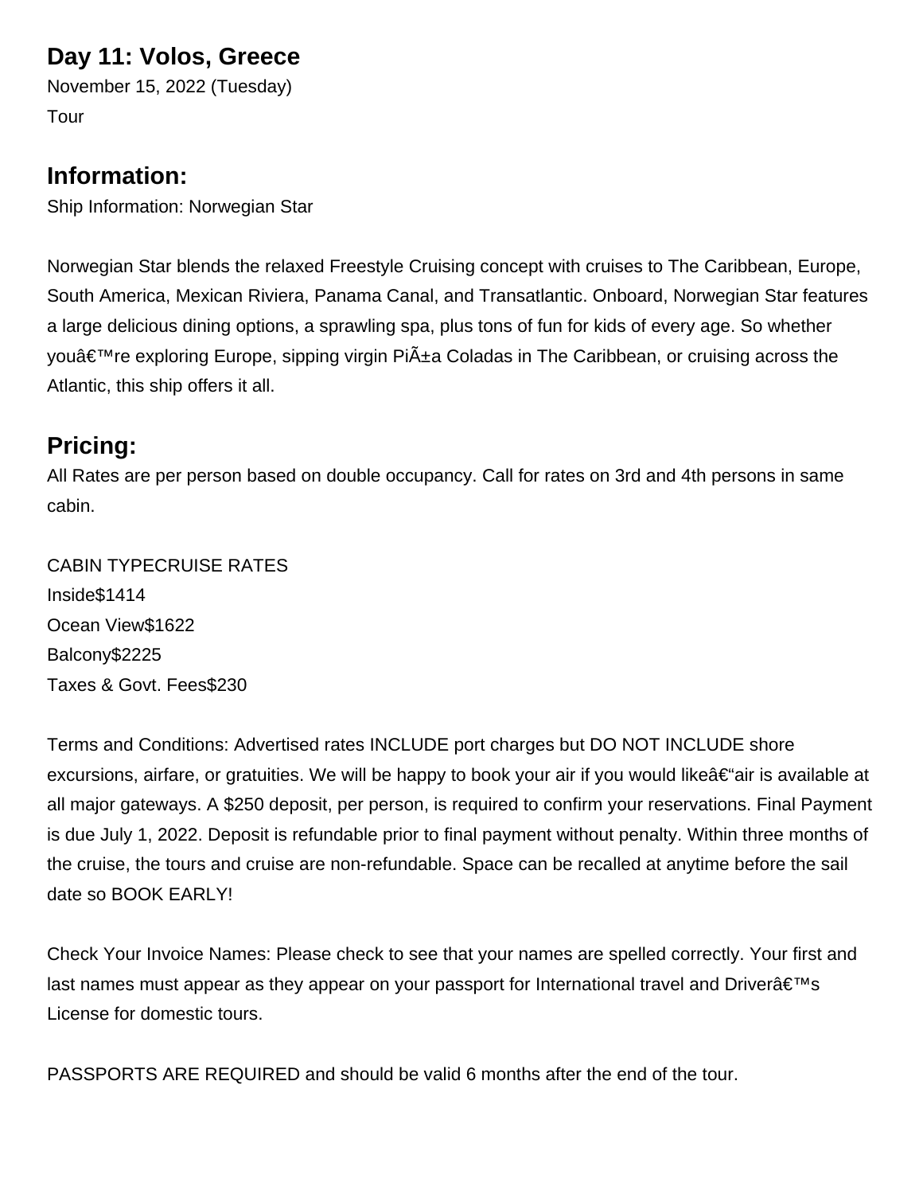## Day 11: Volos, Greece

November 15, 2022 (Tuesday)

Tour

## Information:

Ship Information: Norwegian Star

Norwegian Star blends the relaxed Freestyle Cruising concept with cruises to The Caribbean, Europe, South America, Mexican Riviera, Panama Canal, and Transatlantic. Onboard, Norwegian Star features a large delicious dining options, a sprawling spa, plus tons of fun for kids of every age. So whether youâ€™re exploring Europe, sipping virgin PiÃ±a Coladas in The Caribbean, or cruising across the Atlantic, this ship offers it all.

## Pricing:

All Rates are per person based on double occupancy. Call for rates on 3rd and 4th persons in same cabin.

| CABIN TYPE | CRUISE RATES |
| --- | --- |
| Inside | $1414 |
| Ocean View | $1622 |
| Balcony | $2225 |
| Taxes & Govt. Fees | $230 |

Terms and Conditions: Advertised rates INCLUDE port charges but DO NOT INCLUDE shore excursions, airfare, or gratuities. We will be happy to book your air if you would likeâ€“air is available at all major gateways. A $250 deposit, per person, is required to confirm your reservations. Final Payment is due July 1, 2022. Deposit is refundable prior to final payment without penalty. Within three months of the cruise, the tours and cruise are non-refundable. Space can be recalled at anytime before the sail date so BOOK EARLY!

Check Your Invoice Names: Please check to see that your names are spelled correctly. Your first and last names must appear as they appear on your passport for International travel and Driverâ€™s License for domestic tours.

PASSPORTS ARE REQUIRED and should be valid 6 months after the end of the tour.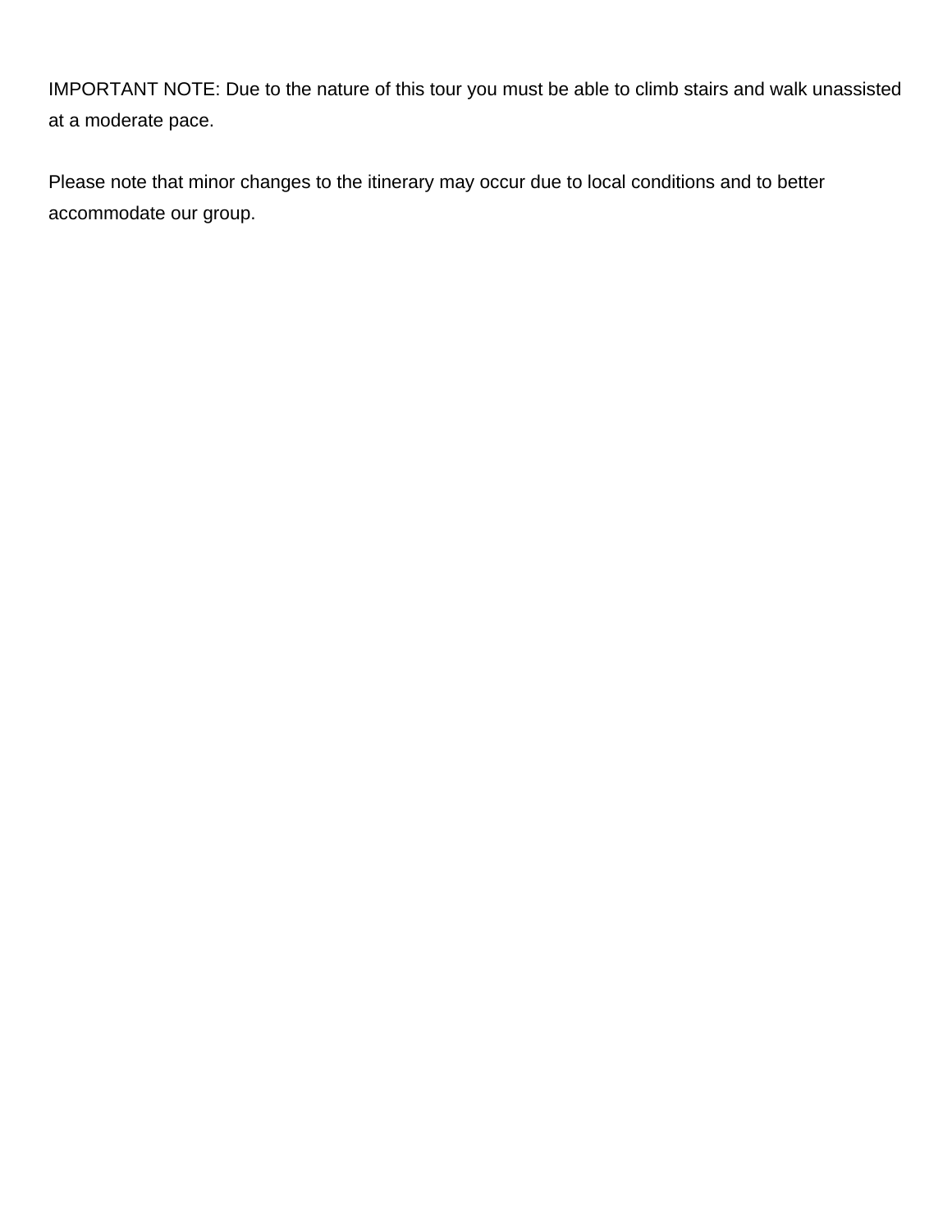IMPORTANT NOTE: Due to the nature of this tour you must be able to climb stairs and walk unassisted at a moderate pace.

Please note that minor changes to the itinerary may occur due to local conditions and to better accommodate our group.